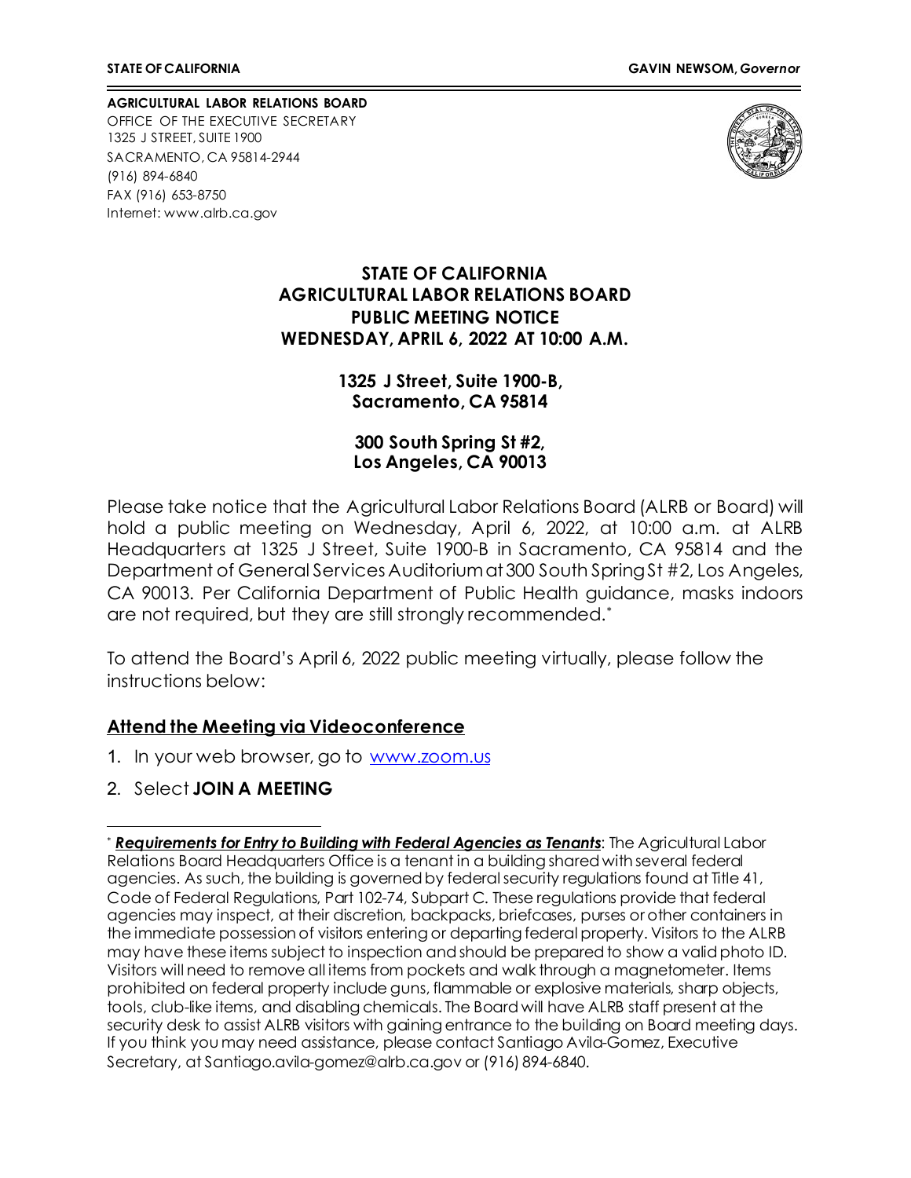**STATE OF CALIFORNIA** **GAVIN NEWSOM, *Governor***

**AGRICULTURAL LABOR RELATIONS BOARD**
OFFICE OF THE EXECUTIVE SECRETARY
1325 J STREET, SUITE 1900
SACRAMENTO, CA 95814-2944
(916) 894-6840
FAX (916) 653-8750
Internet: www.alrb.ca.gov

# STATE OF CALIFORNIA
# AGRICULTURAL LABOR RELATIONS BOARD
# PUBLIC MEETING NOTICE
# WEDNESDAY, APRIL 6, 2022 AT 10:00 A.M.

**1325 J Street, Suite 1900-B,**
**Sacramento, CA 95814**

**300 South Spring St #2,**
**Los Angeles, CA 90013**

Please take notice that the Agricultural Labor Relations Board (ALRB or Board) will hold a public meeting on Wednesday, April 6, 2022, at 10:00 a.m. at ALRB Headquarters at 1325 J Street, Suite 1900-B in Sacramento, CA 95814 and the Department of General Services Auditorium at 300 South Spring St #2, Los Angeles, CA 90013. Per California Department of Public Health guidance, masks indoors are not required, but they are still strongly recommended.[*]

To attend the Board's April 6, 2022 public meeting virtually, please follow the instructions below:

## Attend the Meeting via Videoconference

1. In your web browser, go to [www.zoom.us](www.zoom.us)
2. Select **JOIN A MEETING**

---

[*] ***Requirements for Entry to Building with Federal Agencies as Tenants***: The Agricultural Labor Relations Board Headquarters Office is a tenant in a building shared with several federal agencies. As such, the building is governed by federal security regulations found at Title 41, Code of Federal Regulations, Part 102-74, Subpart C. These regulations provide that federal agencies may inspect, at their discretion, backpacks, briefcases, purses or other containers in the immediate possession of visitors entering or departing federal property. Visitors to the ALRB may have these items subject to inspection and should be prepared to show a valid photo ID. Visitors will need to remove all items from pockets and walk through a magnetometer. Items prohibited on federal property include guns, flammable or explosive materials, sharp objects, tools, club-like items, and disabling chemicals. The Board will have ALRB staff present at the security desk to assist ALRB visitors with gaining entrance to the building on Board meeting days. If you think you may need assistance, please contact Santiago Avila-Gomez, Executive Secretary, at Santiago.avila-gomez@alrb.ca.gov or (916) 894-6840.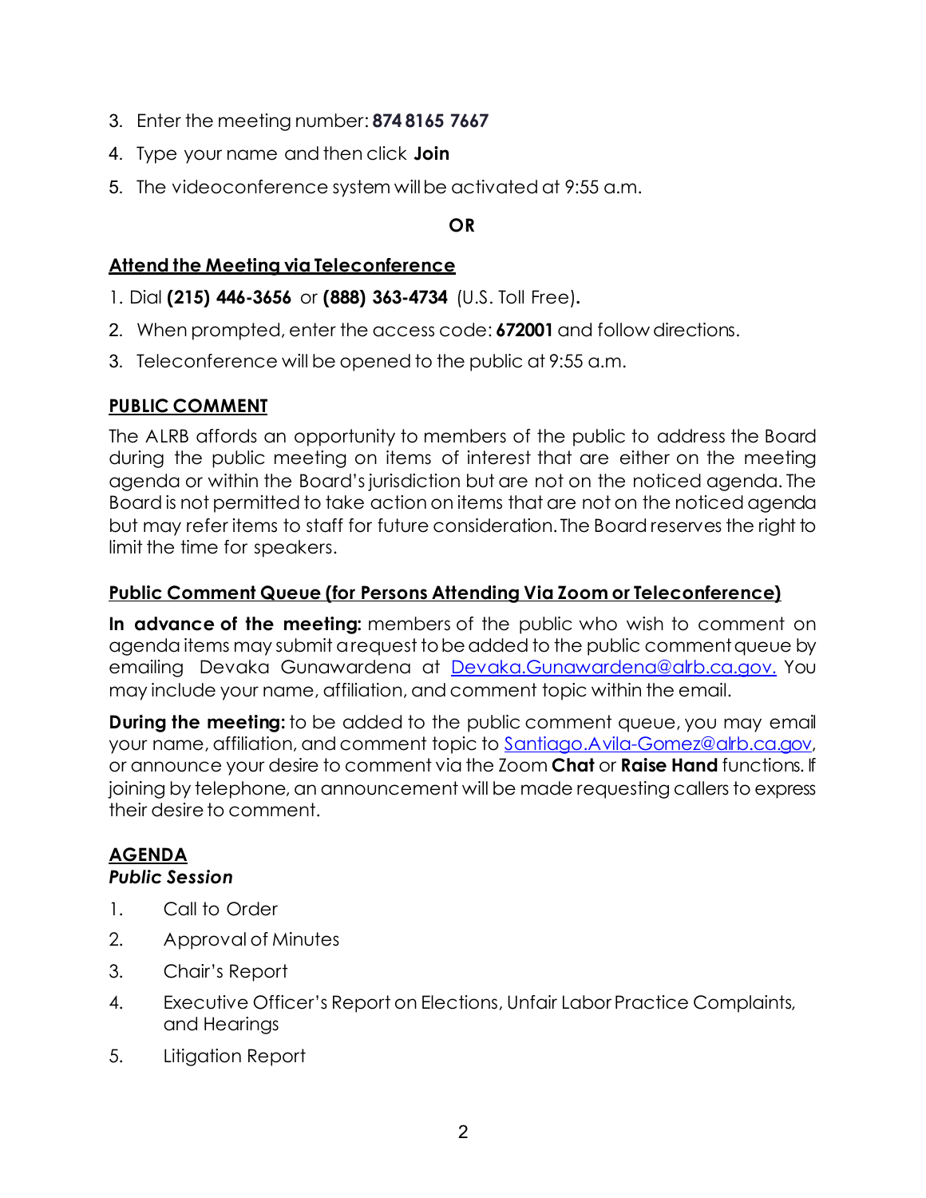3. Enter the meeting number: **874 8165 7667**
4. Type your name and then click **Join**
5. The videoconference system will be activated at 9:55 a.m.

**OR**

**Attend the Meeting via Teleconference**

1. Dial **(215) 446-3656** or **(888) 363-4734** (U.S. Toll Free).
2. When prompted, enter the access code: **672001** and follow directions.
3. Teleconference will be opened to the public at 9:55 a.m.

**PUBLIC COMMENT**

The ALRB affords an opportunity to members of the public to address the Board during the public meeting on items of interest that are either on the meeting agenda or within the Board's jurisdiction but are not on the noticed agenda. The Board is not permitted to take action on items that are not on the noticed agenda but may refer items to staff for future consideration. The Board reserves the right to limit the time for speakers.

**Public Comment Queue (for Persons Attending Via Zoom or Teleconference)**

**In advance of the meeting:** members of the public who wish to comment on agenda items may submit a request to be added to the public comment queue by emailing Devaka Gunawardena at Devaka.Gunawardena@alrb.ca.gov. You may include your name, affiliation, and comment topic within the email.

**During the meeting:** to be added to the public comment queue, you may email your name, affiliation, and comment topic to Santiago.Avila-Gomez@alrb.ca.gov, or announce your desire to comment via the Zoom **Chat** or **Raise Hand** functions. If joining by telephone, an announcement will be made requesting callers to express their desire to comment.

**AGENDA**

***Public Session***

1. Call to Order
2. Approval of Minutes
3. Chair's Report
4. Executive Officer's Report on Elections, Unfair Labor Practice Complaints, and Hearings
5. Litigation Report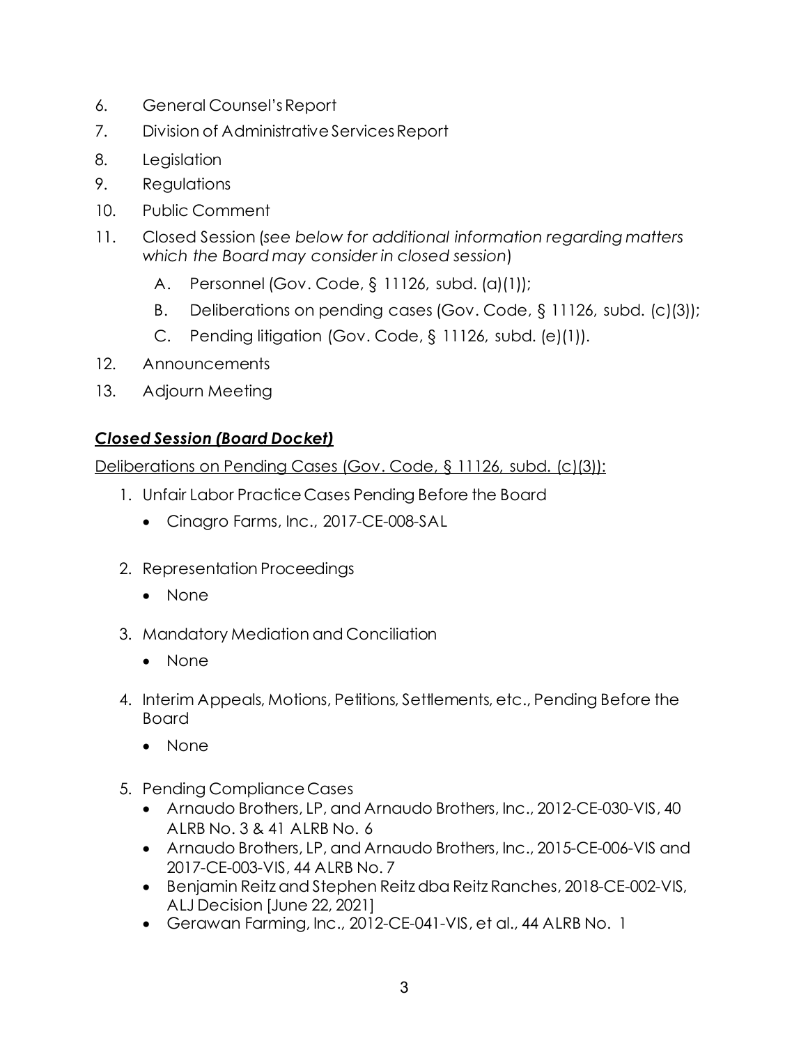6. General Counsel's Report
7. Division of Administrative Services Report
8. Legislation
9. Regulations
10. Public Comment
11. Closed Session (*see below for additional information regarding matters which the Board may consider in closed session*)
    - A. Personnel (Gov. Code, § 11126, subd. (a)(1));
    - B. Deliberations on pending cases (Gov. Code, § 11126, subd. (c)(3));
    - C. Pending litigation (Gov. Code, § 11126, subd. (e)(1)).
12. Announcements
13. Adjourn Meeting

## ***Closed Session (Board Docket)***

Deliberations on Pending Cases (Gov. Code, § 11126, subd. (c)(3)):

1. Unfair Labor Practice Cases Pending Before the Board
    - Cinagro Farms, Inc., 2017-CE-008-SAL
2. Representation Proceedings
    - None
3. Mandatory Mediation and Conciliation
    - None
4. Interim Appeals, Motions, Petitions, Settlements, etc., Pending Before the Board
    - None
5. Pending Compliance Cases
    - Arnaudo Brothers, LP, and Arnaudo Brothers, Inc., 2012-CE-030-VIS, 40 ALRB No. 3 & 41 ALRB No. 6
    - Arnaudo Brothers, LP, and Arnaudo Brothers, Inc., 2015-CE-006-VIS and 2017-CE-003-VIS, 44 ALRB No. 7
    - Benjamin Reitz and Stephen Reitz dba Reitz Ranches, 2018-CE-002-VIS, ALJ Decision [June 22, 2021]
    - Gerawan Farming, Inc., 2012-CE-041-VIS, et al., 44 ALRB No. 1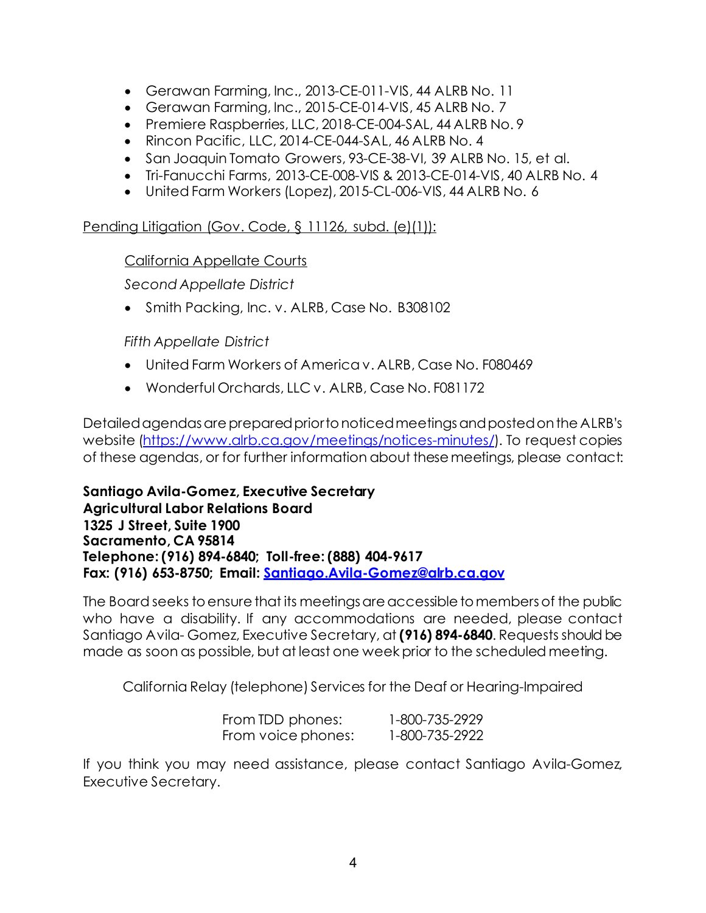- Gerawan Farming, Inc., 2013-CE-011-VIS, 44 ALRB No. 11
- Gerawan Farming, Inc., 2015-CE-014-VIS, 45 ALRB No. 7
- Premiere Raspberries, LLC, 2018-CE-004-SAL, 44 ALRB No. 9
- Rincon Pacific, LLC, 2014-CE-044-SAL, 46 ALRB No. 4
- San Joaquin Tomato Growers, 93-CE-38-VI, 39 ALRB No. 15, et al.
- Tri-Fanucchi Farms, 2013-CE-008-VIS & 2013-CE-014-VIS, 40 ALRB No. 4
- United Farm Workers (Lopez), 2015-CL-006-VIS, 44 ALRB No. 6

<u>Pending Litigation (Gov. Code, § 11126, subd. (e)(1)):</u>

<u>California Appellate Courts</u>

*Second Appellate District*

- Smith Packing, Inc. v. ALRB, Case No. B308102

*Fifth Appellate District*

- United Farm Workers of America v. ALRB, Case No. F080469
- Wonderful Orchards, LLC v. ALRB, Case No. F081172

Detailed agendas are prepared prior to noticed meetings and posted on the ALRB's website (https://www.alrb.ca.gov/meetings/notices-minutes/). To request copies of these agendas, or for further information about these meetings, please contact:

**Santiago Avila-Gomez, Executive Secretary**
**Agricultural Labor Relations Board**
**1325 J Street, Suite 1900**
**Sacramento, CA 95814**
**Telephone: (916) 894-6840; Toll-free: (888) 404-9617**
**Fax: (916) 653-8750; Email: Santiago.Avila-Gomez@alrb.ca.gov**

The Board seeks to ensure that its meetings are accessible to members of the public who have a disability. If any accommodations are needed, please contact Santiago Avila- Gomez, Executive Secretary, at **(916) 894-6840**. Requests should be made as soon as possible, but at least one week prior to the scheduled meeting.

California Relay (telephone) Services for the Deaf or Hearing-Impaired

| | |
|---|---|
| From TDD phones: | 1-800-735-2929 |
| From voice phones: | 1-800-735-2922 |

If you think you may need assistance, please contact Santiago Avila-Gomez, Executive Secretary.